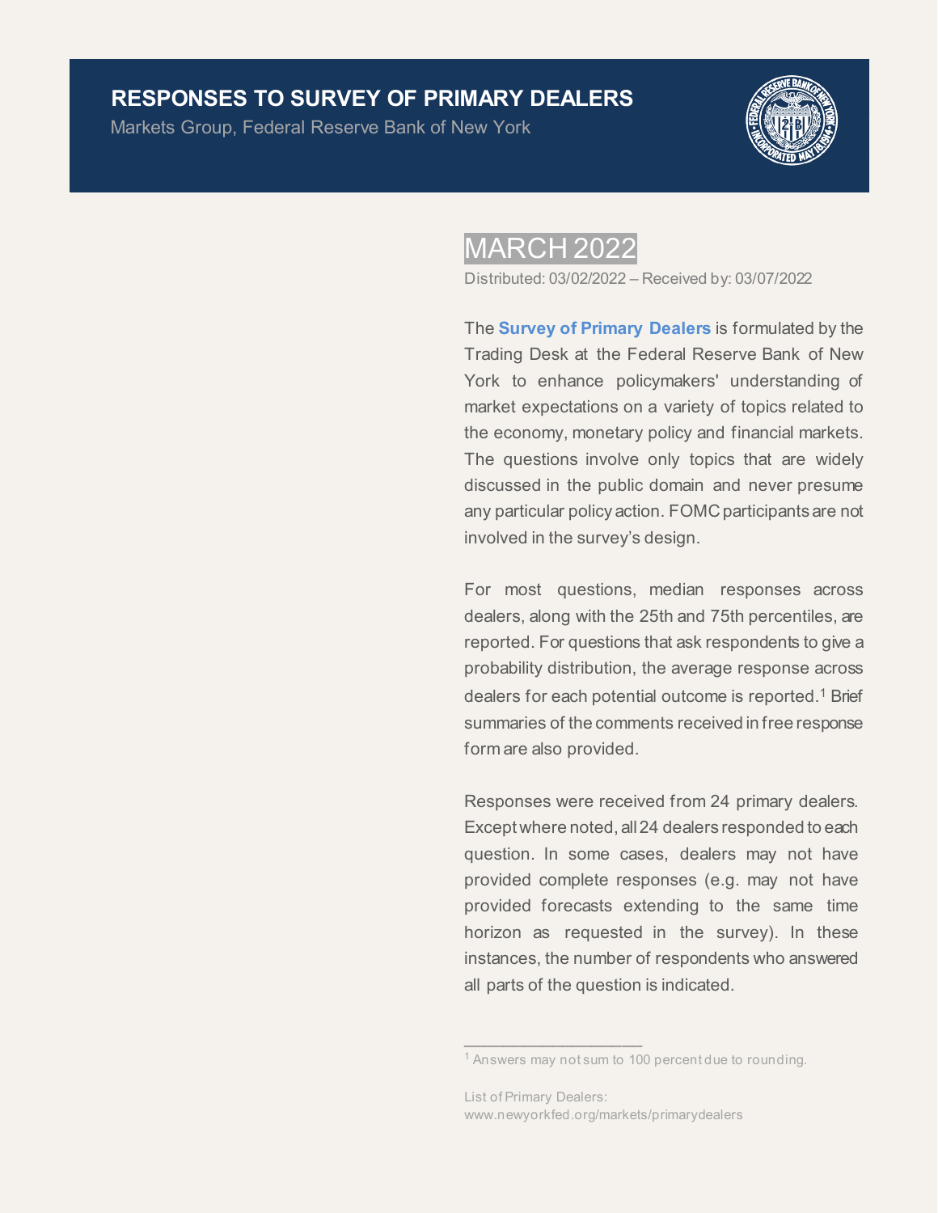# RESPONSES TO SURVEY OF PRIMARY DEALERS

Markets Group, Federal Reserve Bank of New York

## MARCH 2022

Distributed: 03/02/2022 – Received by: 03/07/2022

The **Survey of Primary Dealers** is formulated by the Trading Desk at the Federal Reserve Bank of New York to enhance policymakers' understanding of market expectations on a variety of topics related to the economy, monetary policy and financial markets. The questions involve only topics that are widely discussed in the public domain and never presume any particular policy action. FOMC participants are not involved in the survey's design.

For most questions, median responses across dealers, along with the 25th and 75th percentiles, are reported. For questions that ask respondents to give a probability distribution, the average response across dealers for each potential outcome is reported.[1] Brief summaries of the comments received in free response form are also provided.

Responses were received from 24 primary dealers. Except where noted, all 24 dealers responded to each question. In some cases, dealers may not have provided complete responses (e.g. may not have provided forecasts extending to the same time horizon as requested in the survey). In these instances, the number of respondents who answered all parts of the question is indicated.

[1] Answers may not sum to 100 percent due to rounding.

List of Primary Dealers:
www.newyorkfed.org/markets/primarydealers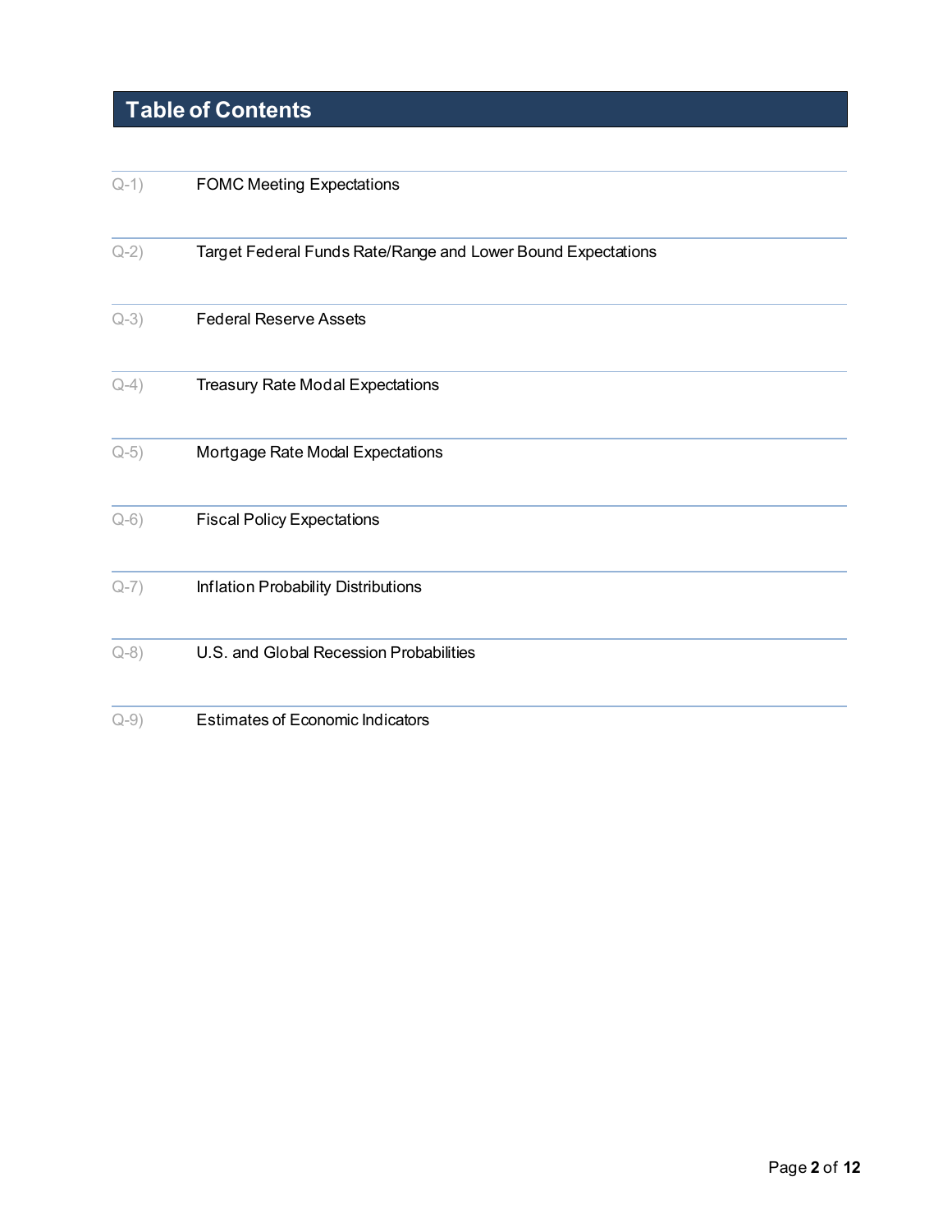# Table of Contents

| | |
|---|---|
| Q-1) | FOMC Meeting Expectations |
| Q-2) | Target Federal Funds Rate/Range and Lower Bound Expectations |
| Q-3) | Federal Reserve Assets |
| Q-4) | Treasury Rate Modal Expectations |
| Q-5) | Mortgage Rate Modal Expectations |
| Q-6) | Fiscal Policy Expectations |
| Q-7) | Inflation Probability Distributions |
| Q-8) | U.S. and Global Recession Probabilities |
| Q-9) | Estimates of Economic Indicators |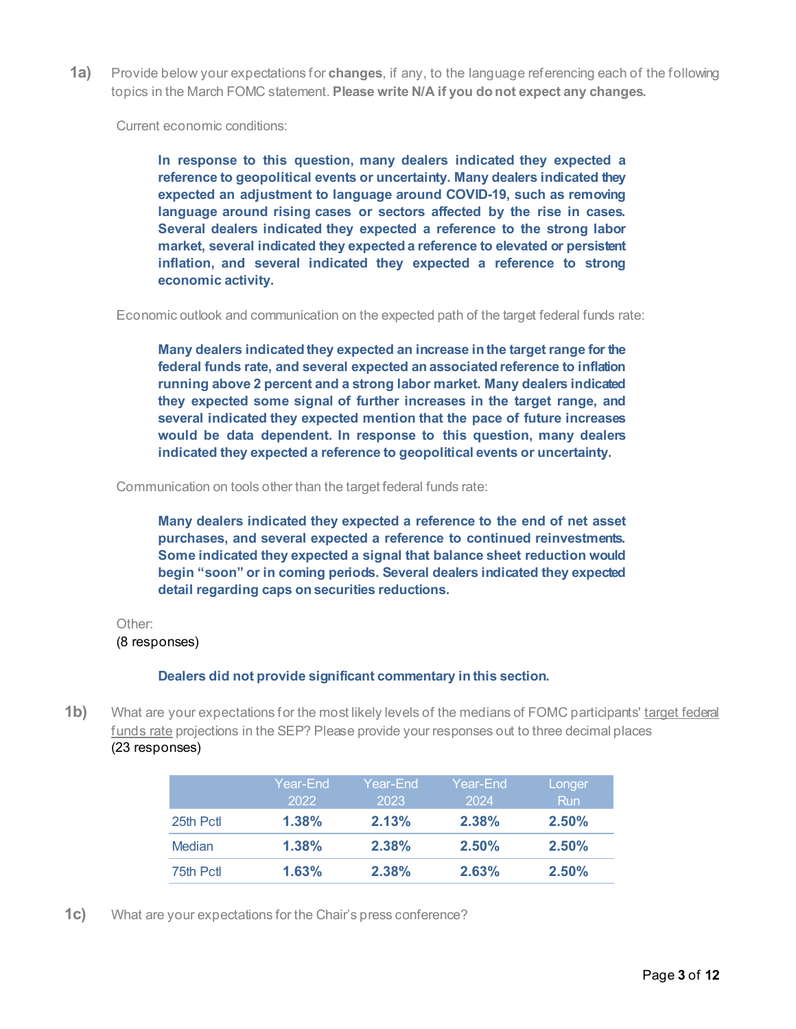**1a)** Provide below your expectations for **changes**, if any, to the language referencing each of the following topics in the March FOMC statement. **Please write N/A if you do not expect any changes.**

Current economic conditions:

> **In response to this question, many dealers indicated they expected a reference to geopolitical events or uncertainty. Many dealers indicated they expected an adjustment to language around COVID-19, such as removing language around rising cases or sectors affected by the rise in cases. Several dealers indicated they expected a reference to the strong labor market, several indicated they expected a reference to elevated or persistent inflation, and several indicated they expected a reference to strong economic activity.**

Economic outlook and communication on the expected path of the target federal funds rate:

> **Many dealers indicated they expected an increase in the target range for the federal funds rate, and several expected an associated reference to inflation running above 2 percent and a strong labor market. Many dealers indicated they expected some signal of further increases in the target range, and several indicated they expected mention that the pace of future increases would be data dependent. In response to this question, many dealers indicated they expected a reference to geopolitical events or uncertainty.**

Communication on tools other than the target federal funds rate:

> **Many dealers indicated they expected a reference to the end of net asset purchases, and several expected a reference to continued reinvestments. Some indicated they expected a signal that balance sheet reduction would begin "soon" or in coming periods. Several dealers indicated they expected detail regarding caps on securities reductions.**

Other:
(8 responses)

> **Dealers did not provide significant commentary in this section.**

**1b)** What are your expectations for the most likely levels of the medians of FOMC participants' target federal funds rate projections in the SEP? Please provide your responses out to three decimal places
(23 responses)

| | Year-End 2022 | Year-End 2023 | Year-End 2024 | Longer Run |
|---|---|---|---|---|
| 25th Pctl | **1.38%** | **2.13%** | **2.38%** | **2.50%** |
| Median | **1.38%** | **2.38%** | **2.50%** | **2.50%** |
| 75th Pctl | **1.63%** | **2.38%** | **2.63%** | **2.50%** |

**1c)** What are your expectations for the Chair's press conference?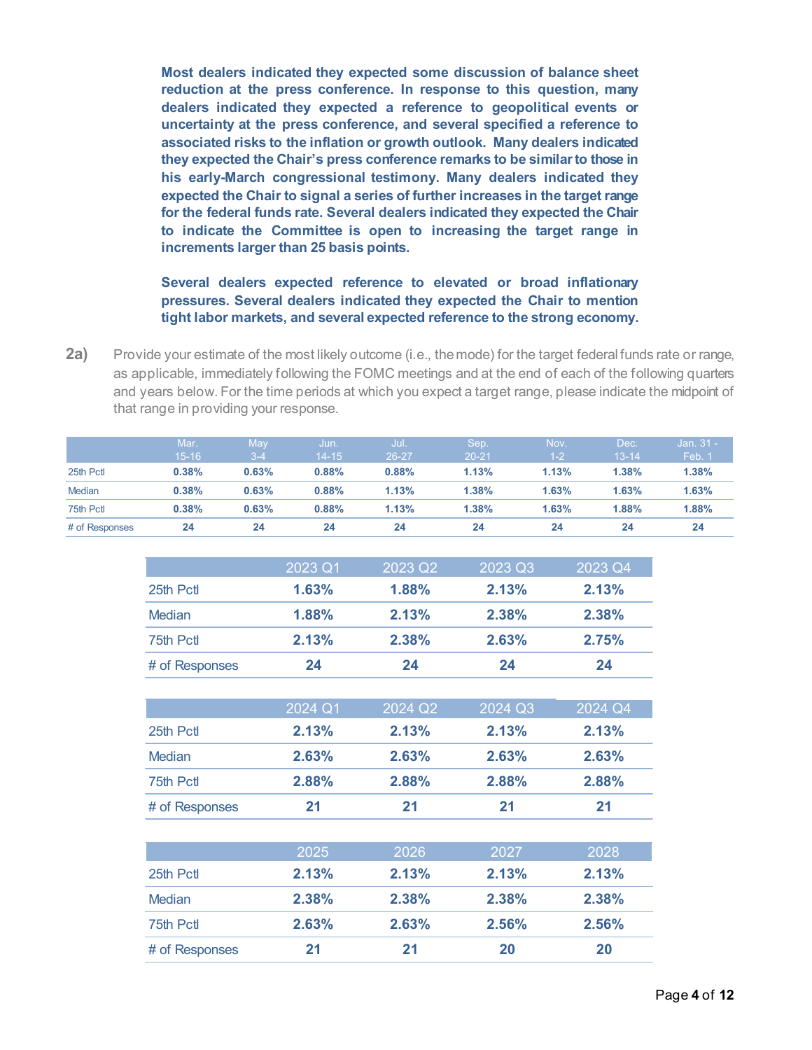**Most dealers indicated they expected some discussion of balance sheet reduction at the press conference. In response to this question, many dealers indicated they expected a reference to geopolitical events or uncertainty at the press conference, and several specified a reference to associated risks to the inflation or growth outlook. Many dealers indicated they expected the Chair's press conference remarks to be similar to those in his early-March congressional testimony. Many dealers indicated they expected the Chair to signal a series of further increases in the target range for the federal funds rate. Several dealers indicated they expected the Chair to indicate the Committee is open to increasing the target range in increments larger than 25 basis points.**

**Several dealers expected reference to elevated or broad inflationary pressures. Several dealers indicated they expected the Chair to mention tight labor markets, and several expected reference to the strong economy.**

**2a)** Provide your estimate of the most likely outcome (i.e., the mode) for the target federal funds rate or range, as applicable, immediately following the FOMC meetings and at the end of each of the following quarters and years below. For the time periods at which you expect a target range, please indicate the midpoint of that range in providing your response.

| | Mar. 15-16 | May 3-4 | Jun. 14-15 | Jul. 26-27 | Sep. 20-21 | Nov. 1-2 | Dec. 13-14 | Jan. 31 - Feb. 1 |
|---|---|---|---|---|---|---|---|---|
| 25th Pctl | 0.38% | 0.63% | 0.88% | 0.88% | 1.13% | 1.13% | 1.38% | 1.38% |
| Median | 0.38% | 0.63% | 0.88% | 1.13% | 1.38% | 1.63% | 1.63% | 1.63% |
| 75th Pctl | 0.38% | 0.63% | 0.88% | 1.13% | 1.38% | 1.63% | 1.88% | 1.88% |
| # of Responses | 24 | 24 | 24 | 24 | 24 | 24 | 24 | 24 |

| | 2023 Q1 | 2023 Q2 | 2023 Q3 | 2023 Q4 |
|---|---|---|---|---|
| 25th Pctl | 1.63% | 1.88% | 2.13% | 2.13% |
| Median | 1.88% | 2.13% | 2.38% | 2.38% |
| 75th Pctl | 2.13% | 2.38% | 2.63% | 2.75% |
| # of Responses | 24 | 24 | 24 | 24 |

| | 2024 Q1 | 2024 Q2 | 2024 Q3 | 2024 Q4 |
|---|---|---|---|---|
| 25th Pctl | 2.13% | 2.13% | 2.13% | 2.13% |
| Median | 2.63% | 2.63% | 2.63% | 2.63% |
| 75th Pctl | 2.88% | 2.88% | 2.88% | 2.88% |
| # of Responses | 21 | 21 | 21 | 21 |

| | 2025 | 2026 | 2027 | 2028 |
|---|---|---|---|---|
| 25th Pctl | 2.13% | 2.13% | 2.13% | 2.13% |
| Median | 2.38% | 2.38% | 2.38% | 2.38% |
| 75th Pctl | 2.63% | 2.63% | 2.56% | 2.56% |
| # of Responses | 21 | 21 | 20 | 20 |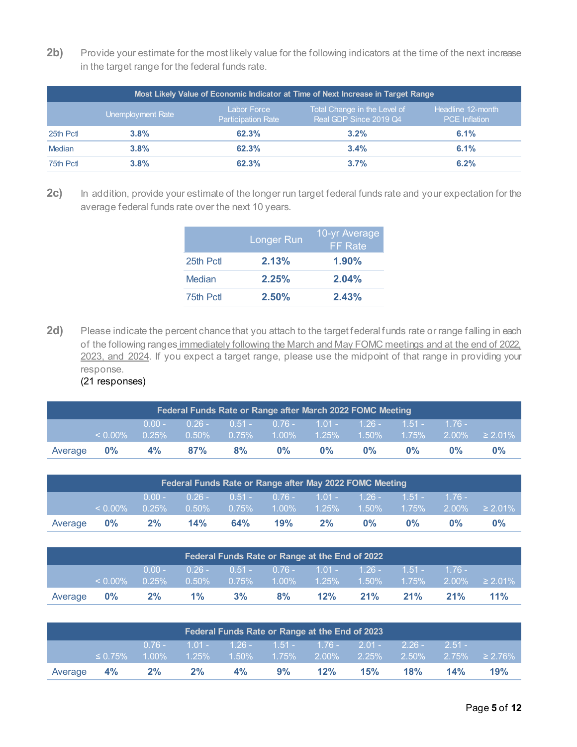**2b)** Provide your estimate for the most likely value for the following indicators at the time of the next increase in the target range for the federal funds rate.

| Most Likely Value of Economic Indicator at Time of Next Increase in Target Range | | | | |
|---|---|---|---|---|
| | Unemployment Rate | Labor Force Participation Rate | Total Change in the Level of Real GDP Since 2019 Q4 | Headline 12-month PCE Inflation |
| 25th Pctl | **3.8%** | **62.3%** | **3.2%** | **6.1%** |
| Median | **3.8%** | **62.3%** | **3.4%** | **6.1%** |
| 75th Pctl | **3.8%** | **62.3%** | **3.7%** | **6.2%** |

**2c)** In addition, provide your estimate of the longer run target federal funds rate and your expectation for the average federal funds rate over the next 10 years.

| | Longer Run | 10-yr Average FF Rate |
|---|---|---|
| 25th Pctl | **2.13%** | **1.90%** |
| Median | **2.25%** | **2.04%** |
| 75th Pctl | **2.50%** | **2.43%** |

**2d)** Please indicate the percent chance that you attach to the target federal funds rate or range falling in each of the following ranges immediately following the March and May FOMC meetings and at the end of 2022, 2023, and 2024. If you expect a target range, please use the midpoint of that range in providing your response.
(21 responses)

| Federal Funds Rate or Range after March 2022 FOMC Meeting | | | | | | | | | | |
|---|---|---|---|---|---|---|---|---|---|---|
| | < 0.00% | 0.00 - 0.25% | 0.26 - 0.50% | 0.51 - 0.75% | 0.76 - 1.00% | 1.01 - 1.25% | 1.26 - 1.50% | 1.51 - 1.75% | 1.76 - 2.00% | ≥ 2.01% |
| Average | **0%** | **4%** | **87%** | **8%** | **0%** | **0%** | **0%** | **0%** | **0%** | **0%** |

| Federal Funds Rate or Range after May 2022 FOMC Meeting | | | | | | | | | | |
|---|---|---|---|---|---|---|---|---|---|---|
| | < 0.00% | 0.00 - 0.25% | 0.26 - 0.50% | 0.51 - 0.75% | 0.76 - 1.00% | 1.01 - 1.25% | 1.26 - 1.50% | 1.51 - 1.75% | 1.76 - 2.00% | ≥ 2.01% |
| Average | **0%** | **2%** | **14%** | **64%** | **19%** | **2%** | **0%** | **0%** | **0%** | **0%** |

| Federal Funds Rate or Range at the End of 2022 | | | | | | | | | | |
|---|---|---|---|---|---|---|---|---|---|---|
| | < 0.00% | 0.00 - 0.25% | 0.26 - 0.50% | 0.51 - 0.75% | 0.76 - 1.00% | 1.01 - 1.25% | 1.26 - 1.50% | 1.51 - 1.75% | 1.76 - 2.00% | ≥ 2.01% |
| Average | **0%** | **2%** | **1%** | **3%** | **8%** | **12%** | **21%** | **21%** | **21%** | **11%** |

| Federal Funds Rate or Range at the End of 2023 | | | | | | | | | | |
|---|---|---|---|---|---|---|---|---|---|---|
| | ≤ 0.75% | 0.76 - 1.00% | 1.01 - 1.25% | 1.26 - 1.50% | 1.51 - 1.75% | 1.76 - 2.00% | 2.01 - 2.25% | 2.26 - 2.50% | 2.51 - 2.75% | ≥ 2.76% |
| Average | **4%** | **2%** | **2%** | **4%** | **9%** | **12%** | **15%** | **18%** | **14%** | **19%** |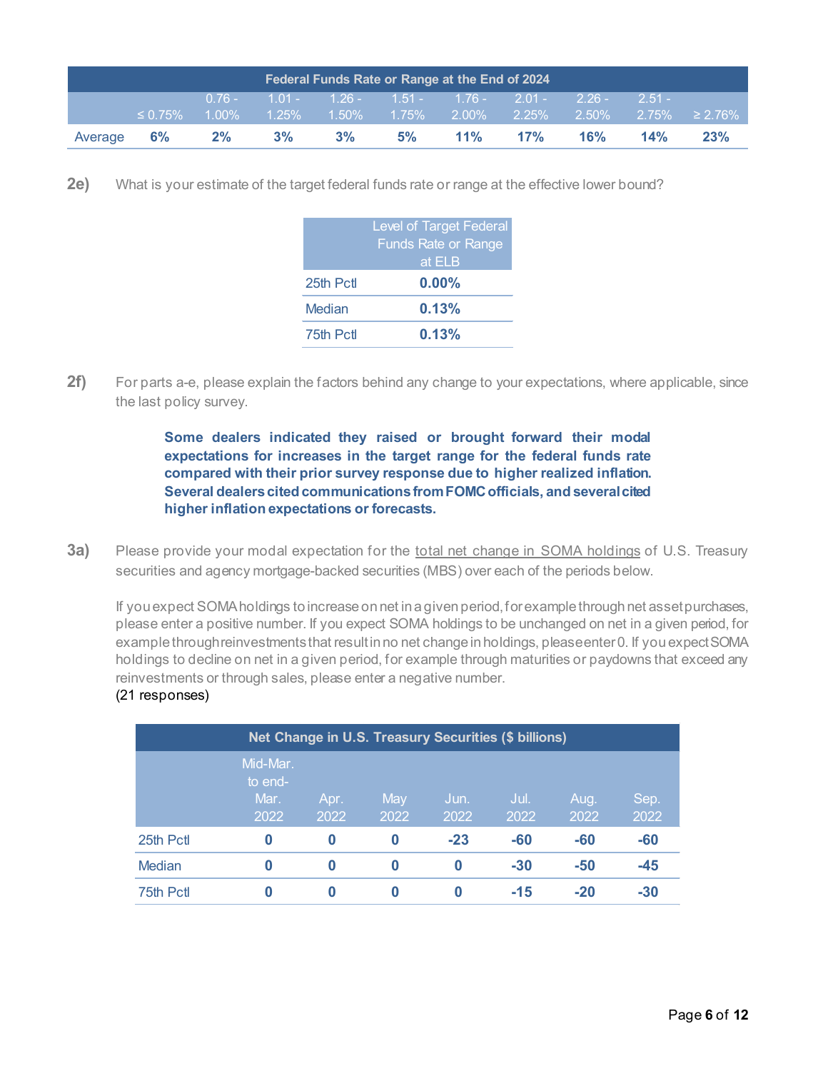| Federal Funds Rate or Range at the End of 2024 | | | | | | | | | | |
|---|---|---|---|---|---|---|---|---|---|---|
| | ≤ 0.75% | 0.76 - 1.00% | 1.01 - 1.25% | 1.26 - 1.50% | 1.51 - 1.75% | 1.76 - 2.00% | 2.01 - 2.25% | 2.26 - 2.50% | 2.51 - 2.75% | ≥ 2.76% |
| Average | **6%** | **2%** | **3%** | **3%** | **5%** | **11%** | **17%** | **16%** | **14%** | **23%** |

**2e)** What is your estimate of the target federal funds rate or range at the effective lower bound?

| | Level of Target Federal Funds Rate or Range at ELB |
|---|---|
| 25th Pctl | **0.00%** |
| Median | **0.13%** |
| 75th Pctl | **0.13%** |

**2f)** For parts a-e, please explain the factors behind any change to your expectations, where applicable, since the last policy survey.

> **Some dealers indicated they raised or brought forward their modal expectations for increases in the target range for the federal funds rate compared with their prior survey response due to higher realized inflation. Several dealers cited communications from FOMC officials, and several cited higher inflation expectations or forecasts.**

**3a)** Please provide your modal expectation for the total net change in SOMA holdings of U.S. Treasury securities and agency mortgage-backed securities (MBS) over each of the periods below.

If you expect SOMA holdings to increase on net in a given period, for example through net asset purchases, please enter a positive number. If you expect SOMA holdings to be unchanged on net in a given period, for example through reinvestments that result in no net change in holdings, please enter 0. If you expect SOMA holdings to decline on net in a given period, for example through maturities or paydowns that exceed any reinvestments or through sales, please enter a negative number.
(21 responses)

| Net Change in U.S. Treasury Securities ($ billions) | | | | | | | |
|---|---|---|---|---|---|---|---|
| | Mid-Mar. to end-Mar. 2022 | Apr. 2022 | May 2022 | Jun. 2022 | Jul. 2022 | Aug. 2022 | Sep. 2022 |
| 25th Pctl | **0** | **0** | **0** | **-23** | **-60** | **-60** | **-60** |
| Median | **0** | **0** | **0** | **0** | **-30** | **-50** | **-45** |
| 75th Pctl | **0** | **0** | **0** | **0** | **-15** | **-20** | **-30** |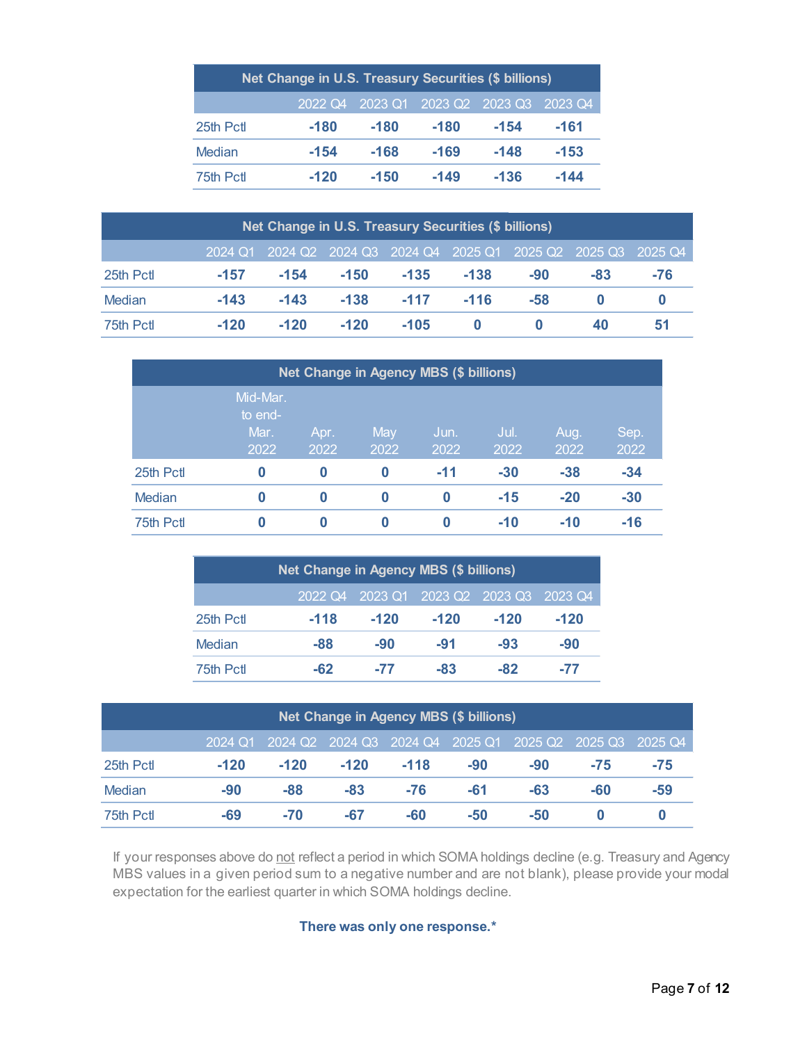| Net Change in U.S. Treasury Securities ($ billions) | | | | | |
|---|---|---|---|---|---|
| | 2022 Q4 | 2023 Q1 | 2023 Q2 | 2023 Q3 | 2023 Q4 |
| 25th Pctl | -180 | -180 | -180 | -154 | -161 |
| Median | -154 | -168 | -169 | -148 | -153 |
| 75th Pctl | -120 | -150 | -149 | -136 | -144 |

| Net Change in U.S. Treasury Securities ($ billions) | | | | | | | | |
|---|---|---|---|---|---|---|---|---|
| | 2024 Q1 | 2024 Q2 | 2024 Q3 | 2024 Q4 | 2025 Q1 | 2025 Q2 | 2025 Q3 | 2025 Q4 |
| 25th Pctl | -157 | -154 | -150 | -135 | -138 | -90 | -83 | -76 |
| Median | -143 | -143 | -138 | -117 | -116 | -58 | 0 | 0 |
| 75th Pctl | -120 | -120 | -120 | -105 | 0 | 0 | 40 | 51 |

| Net Change in Agency MBS ($ billions) | | | | | | | |
|---|---|---|---|---|---|---|---|
| | Mid-Mar. to end-Mar. 2022 | Apr. 2022 | May 2022 | Jun. 2022 | Jul. 2022 | Aug. 2022 | Sep. 2022 |
| 25th Pctl | 0 | 0 | 0 | -11 | -30 | -38 | -34 |
| Median | 0 | 0 | 0 | 0 | -15 | -20 | -30 |
| 75th Pctl | 0 | 0 | 0 | 0 | -10 | -10 | -16 |

| Net Change in Agency MBS ($ billions) | | | | | |
|---|---|---|---|---|---|
| | 2022 Q4 | 2023 Q1 | 2023 Q2 | 2023 Q3 | 2023 Q4 |
| 25th Pctl | -118 | -120 | -120 | -120 | -120 |
| Median | -88 | -90 | -91 | -93 | -90 |
| 75th Pctl | -62 | -77 | -83 | -82 | -77 |

| Net Change in Agency MBS ($ billions) | | | | | | | | |
|---|---|---|---|---|---|---|---|---|
| | 2024 Q1 | 2024 Q2 | 2024 Q3 | 2024 Q4 | 2025 Q1 | 2025 Q2 | 2025 Q3 | 2025 Q4 |
| 25th Pctl | -120 | -120 | -120 | -118 | -90 | -90 | -75 | -75 |
| Median | -90 | -88 | -83 | -76 | -61 | -63 | -60 | -59 |
| 75th Pctl | -69 | -70 | -67 | -60 | -50 | -50 | 0 | 0 |

If your responses above do not reflect a period in which SOMA holdings decline (e.g. Treasury and Agency MBS values in a given period sum to a negative number and are not blank), please provide your modal expectation for the earliest quarter in which SOMA holdings decline.

**There was only one response.***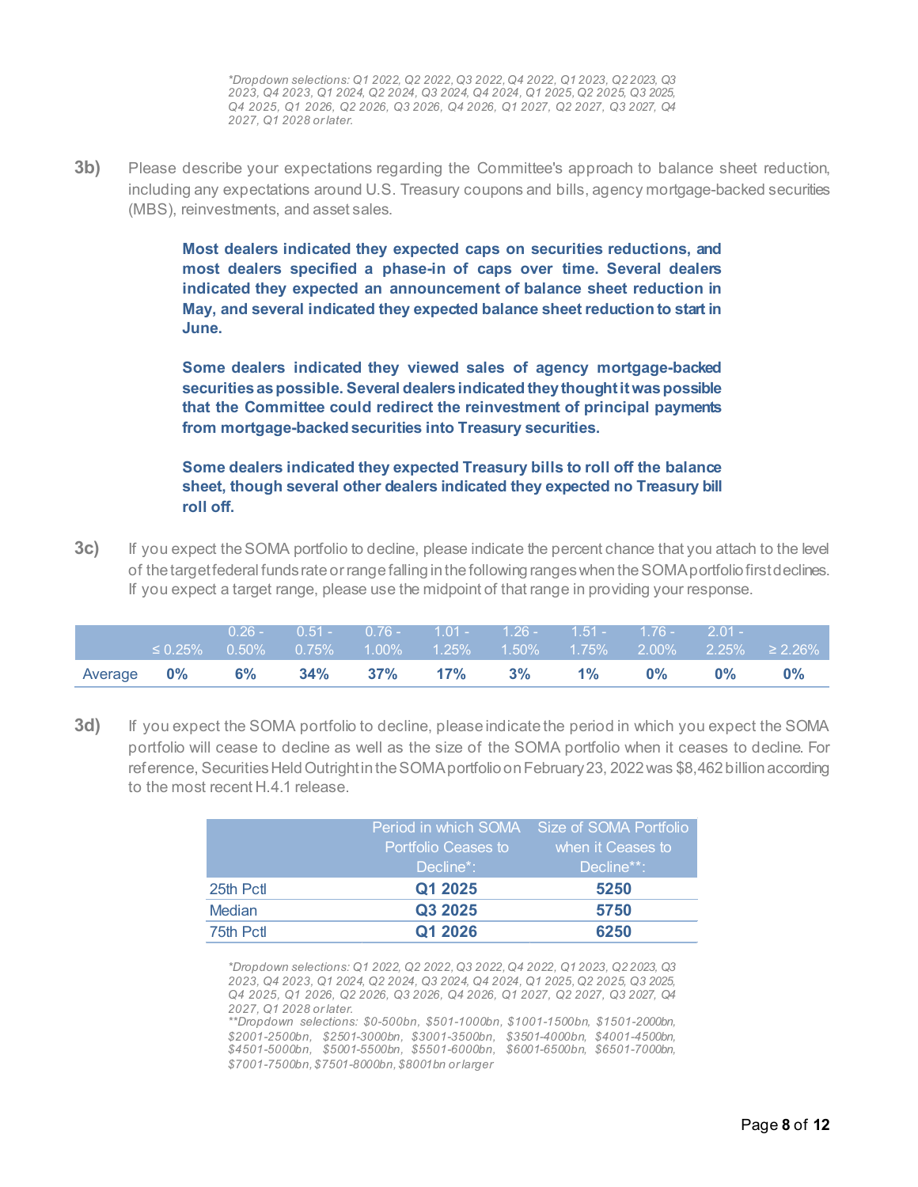*\*Dropdown selections: Q1 2022, Q2 2022, Q3 2022, Q4 2022, Q1 2023, Q2 2023, Q3 2023, Q4 2023, Q1 2024, Q2 2024, Q3 2024, Q4 2024, Q1 2025, Q2 2025, Q3 2025, Q4 2025, Q1 2026, Q2 2026, Q3 2026, Q4 2026, Q1 2027, Q2 2027, Q3 2027, Q4 2027, Q1 2028 or later.*

**3b)** Please describe your expectations regarding the Committee's approach to balance sheet reduction, including any expectations around U.S. Treasury coupons and bills, agency mortgage-backed securities (MBS), reinvestments, and asset sales.

> **Most dealers indicated they expected caps on securities reductions, and most dealers specified a phase-in of caps over time. Several dealers indicated they expected an announcement of balance sheet reduction in May, and several indicated they expected balance sheet reduction to start in June.**
>
> **Some dealers indicated they viewed sales of agency mortgage-backed securities as possible. Several dealers indicated they thought it was possible that the Committee could redirect the reinvestment of principal payments from mortgage-backed securities into Treasury securities.**
>
> **Some dealers indicated they expected Treasury bills to roll off the balance sheet, though several other dealers indicated they expected no Treasury bill roll off.**

**3c)** If you expect the SOMA portfolio to decline, please indicate the percent chance that you attach to the level of the target federal funds rate or range falling in the following ranges when the SOMA portfolio first declines. If you expect a target range, please use the midpoint of that range in providing your response.

| | ≤ 0.25% | 0.26 - 0.50% | 0.51 - 0.75% | 0.76 - 1.00% | 1.01 - 1.25% | 1.26 - 1.50% | 1.51 - 1.75% | 1.76 - 2.00% | 2.01 - 2.25% | ≥ 2.26% |
|---|---|---|---|---|---|---|---|---|---|---|
| Average | **0%** | **6%** | **34%** | **37%** | **17%** | **3%** | **1%** | **0%** | **0%** | **0%** |

**3d)** If you expect the SOMA portfolio to decline, please indicate the period in which you expect the SOMA portfolio will cease to decline as well as the size of the SOMA portfolio when it ceases to decline. For reference, Securities Held Outright in the SOMA portfolio on February 23, 2022 was $8,462 billion according to the most recent H.4.1 release.

| | Period in which SOMA Portfolio Ceases to Decline*: | Size of SOMA Portfolio when it Ceases to Decline**: |
|---|---|---|
| 25th Pctl | **Q1 2025** | **5250** |
| Median | **Q3 2025** | **5750** |
| 75th Pctl | **Q1 2026** | **6250** |

*\*Dropdown selections: Q1 2022, Q2 2022, Q3 2022, Q4 2022, Q1 2023, Q2 2023, Q3 2023, Q4 2023, Q1 2024, Q2 2024, Q3 2024, Q4 2024, Q1 2025, Q2 2025, Q3 2025, Q4 2025, Q1 2026, Q2 2026, Q3 2026, Q4 2026, Q1 2027, Q2 2027, Q3 2027, Q4 2027, Q1 2028 or later.*
*\*\*Dropdown selections: $0-500bn, $501-1000bn, $1001-1500bn, $1501-2000bn, $2001-2500bn, $2501-3000bn, $3001-3500bn, $3501-4000bn, $4001-4500bn, $4501-5000bn, $5001-5500bn, $5501-6000bn, $6001-6500bn, $6501-7000bn, $7001-7500bn, $7501-8000bn, $8001bn or larger*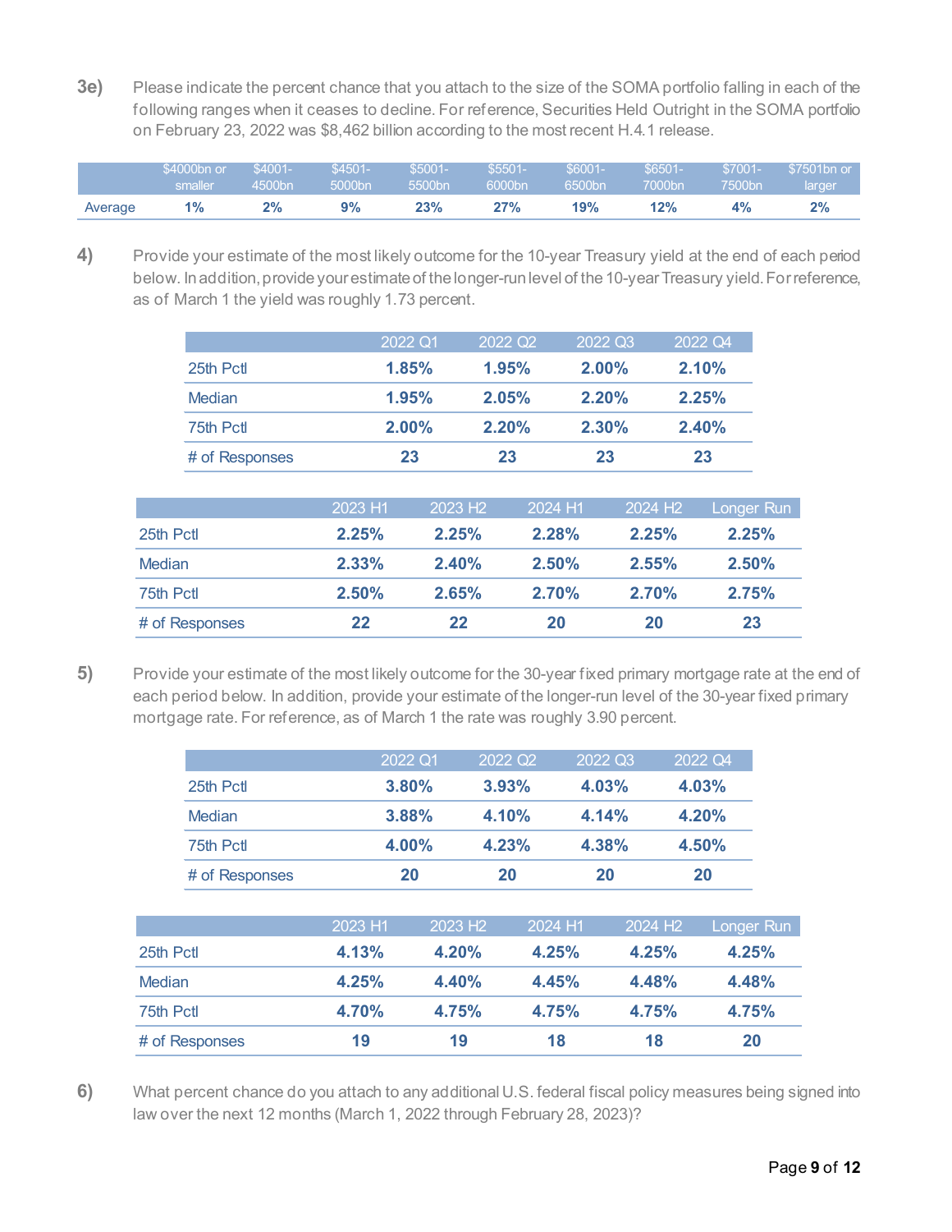**3e)** Please indicate the percent chance that you attach to the size of the SOMA portfolio falling in each of the following ranges when it ceases to decline. For reference, Securities Held Outright in the SOMA portfolio on February 23, 2022 was $8,462 billion according to the most recent H.4.1 release.

| | $4000bn or smaller | $4001-4500bn | $4501-5000bn | $5001-5500bn | $5501-6000bn | $6001-6500bn | $6501-7000bn | $7001-7500bn | $7501bn or larger |
|---|---|---|---|---|---|---|---|---|---|
| Average | **1%** | **2%** | **9%** | **23%** | **27%** | **19%** | **12%** | **4%** | **2%** |

**4)** Provide your estimate of the most likely outcome for the 10-year Treasury yield at the end of each period below. In addition, provide your estimate of the longer-run level of the 10-year Treasury yield. For reference, as of March 1 the yield was roughly 1.73 percent.

| | 2022 Q1 | 2022 Q2 | 2022 Q3 | 2022 Q4 |
|---|---|---|---|---|
| 25th Pctl | **1.85%** | **1.95%** | **2.00%** | **2.10%** |
| Median | **1.95%** | **2.05%** | **2.20%** | **2.25%** |
| 75th Pctl | **2.00%** | **2.20%** | **2.30%** | **2.40%** |
| # of Responses | **23** | **23** | **23** | **23** |

| | 2023 H1 | 2023 H2 | 2024 H1 | 2024 H2 | Longer Run |
|---|---|---|---|---|---|
| 25th Pctl | **2.25%** | **2.25%** | **2.28%** | **2.25%** | **2.25%** |
| Median | **2.33%** | **2.40%** | **2.50%** | **2.55%** | **2.50%** |
| 75th Pctl | **2.50%** | **2.65%** | **2.70%** | **2.70%** | **2.75%** |
| # of Responses | **22** | **22** | **20** | **20** | **23** |

**5)** Provide your estimate of the most likely outcome for the 30-year fixed primary mortgage rate at the end of each period below. In addition, provide your estimate of the longer-run level of the 30-year fixed primary mortgage rate. For reference, as of March 1 the rate was roughly 3.90 percent.

| | 2022 Q1 | 2022 Q2 | 2022 Q3 | 2022 Q4 |
|---|---|---|---|---|
| 25th Pctl | **3.80%** | **3.93%** | **4.03%** | **4.03%** |
| Median | **3.88%** | **4.10%** | **4.14%** | **4.20%** |
| 75th Pctl | **4.00%** | **4.23%** | **4.38%** | **4.50%** |
| # of Responses | **20** | **20** | **20** | **20** |

| | 2023 H1 | 2023 H2 | 2024 H1 | 2024 H2 | Longer Run |
|---|---|---|---|---|---|
| 25th Pctl | **4.13%** | **4.20%** | **4.25%** | **4.25%** | **4.25%** |
| Median | **4.25%** | **4.40%** | **4.45%** | **4.48%** | **4.48%** |
| 75th Pctl | **4.70%** | **4.75%** | **4.75%** | **4.75%** | **4.75%** |
| # of Responses | **19** | **19** | **18** | **18** | **20** |

**6)** What percent chance do you attach to any additional U.S. federal fiscal policy measures being signed into law over the next 12 months (March 1, 2022 through February 28, 2023)?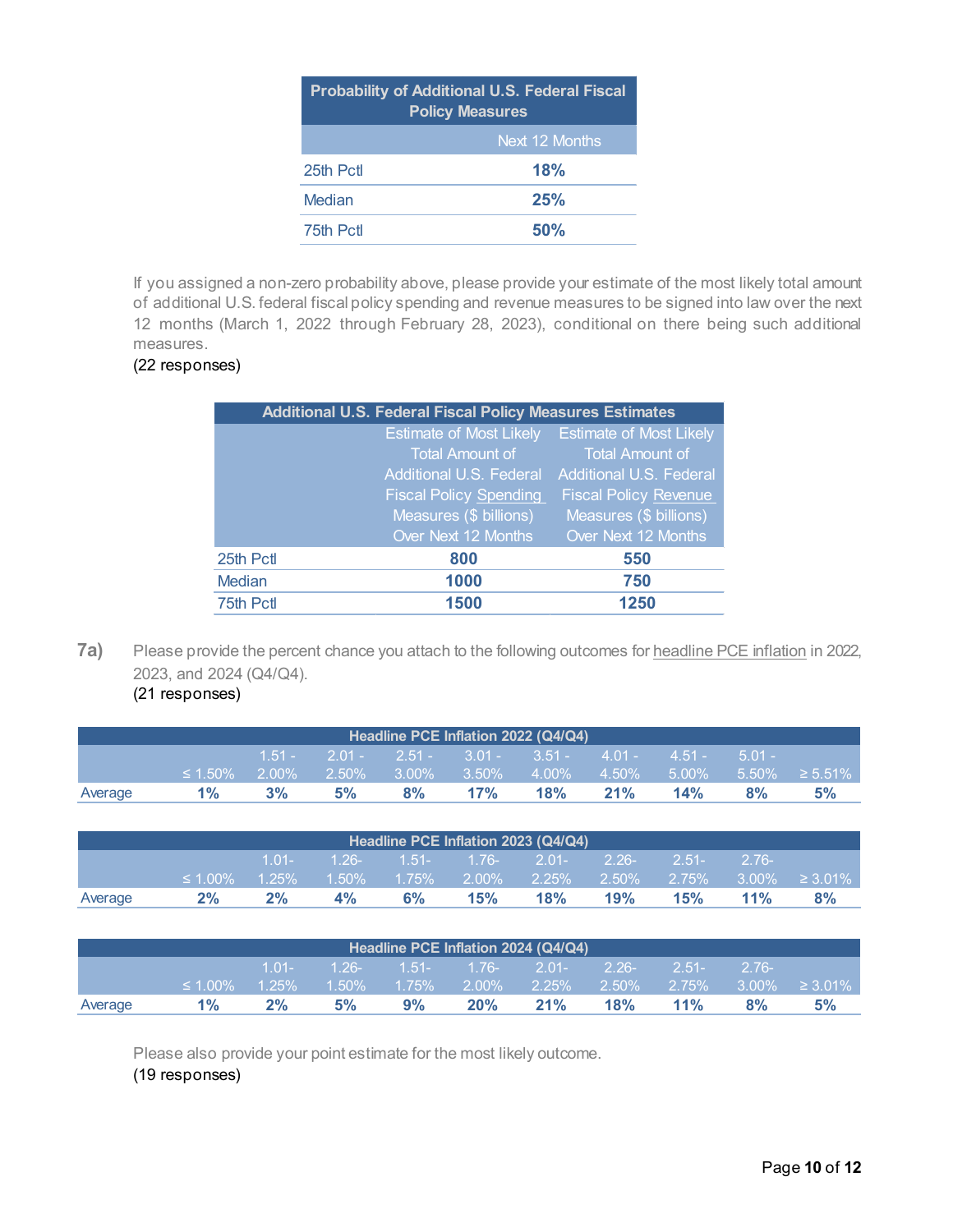| Probability of Additional U.S. Federal Fiscal Policy Measures | |
|---|---|
| | Next 12 Months |
| 25th Pctl | **18%** |
| Median | **25%** |
| 75th Pctl | **50%** |

If you assigned a non-zero probability above, please provide your estimate of the most likely total amount of additional U.S. federal fiscal policy spending and revenue measures to be signed into law over the next 12 months (March 1, 2022 through February 28, 2023), conditional on there being such additional measures.
(22 responses)

| Additional U.S. Federal Fiscal Policy Measures Estimates | | |
|---|---|---|
| | Estimate of Most Likely Total Amount of Additional U.S. Federal Fiscal Policy Spending Measures ($ billions) Over Next 12 Months | Estimate of Most Likely Total Amount of Additional U.S. Federal Fiscal Policy Revenue Measures ($ billions) Over Next 12 Months |
| 25th Pctl | **800** | **550** |
| Median | **1000** | **750** |
| 75th Pctl | **1500** | **1250** |

**7a)** Please provide the percent chance you attach to the following outcomes for headline PCE inflation in 2022, 2023, and 2024 (Q4/Q4).
(21 responses)

| Headline PCE Inflation 2022 (Q4/Q4) | | | | | | | | | | |
|---|---|---|---|---|---|---|---|---|---|---|
| | ≤ 1.50% | 1.51 - 2.00% | 2.01 - 2.50% | 2.51 - 3.00% | 3.01 - 3.50% | 3.51 - 4.00% | 4.01 - 4.50% | 4.51 - 5.00% | 5.01 - 5.50% | ≥ 5.51% |
| Average | **1%** | **3%** | **5%** | **8%** | **17%** | **18%** | **21%** | **14%** | **8%** | **5%** |

| Headline PCE Inflation 2023 (Q4/Q4) | | | | | | | | | | |
|---|---|---|---|---|---|---|---|---|---|---|
| | ≤ 1.00% | 1.01- 1.25% | 1.26- 1.50% | 1.51- 1.75% | 1.76- 2.00% | 2.01- 2.25% | 2.26- 2.50% | 2.51- 2.75% | 2.76- 3.00% | ≥ 3.01% |
| Average | **2%** | **2%** | **4%** | **6%** | **15%** | **18%** | **19%** | **15%** | **11%** | **8%** |

| Headline PCE Inflation 2024 (Q4/Q4) | | | | | | | | | | |
|---|---|---|---|---|---|---|---|---|---|---|
| | ≤ 1.00% | 1.01- 1.25% | 1.26- 1.50% | 1.51- 1.75% | 1.76- 2.00% | 2.01- 2.25% | 2.26- 2.50% | 2.51- 2.75% | 2.76- 3.00% | ≥ 3.01% |
| Average | **1%** | **2%** | **5%** | **9%** | **20%** | **21%** | **18%** | **11%** | **8%** | **5%** |

Please also provide your point estimate for the most likely outcome.
(19 responses)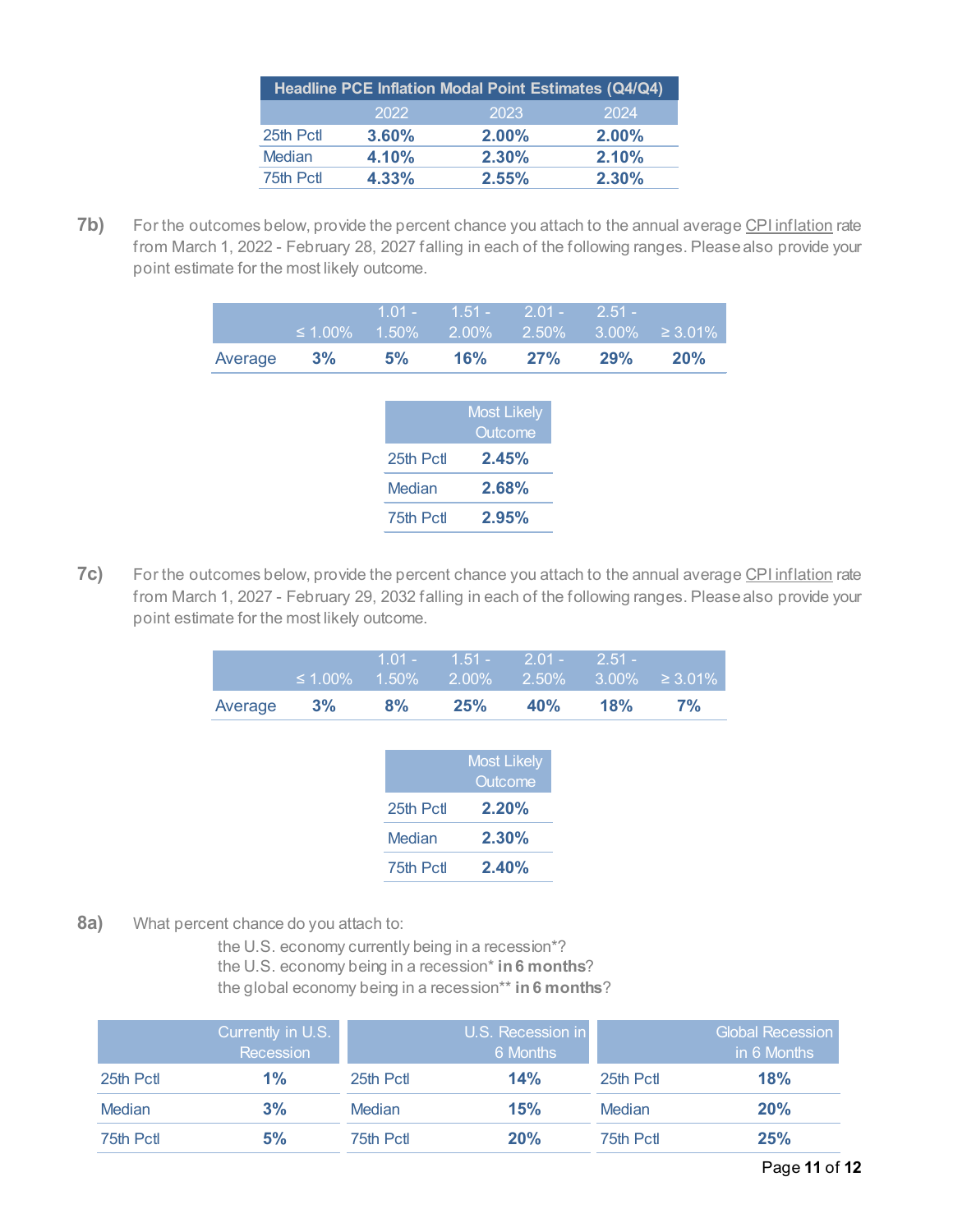| Headline PCE Inflation Modal Point Estimates (Q4/Q4) | | | |
|---|---|---|---|
| | 2022 | 2023 | 2024 |
| 25th Pctl | **3.60%** | **2.00%** | **2.00%** |
| Median | **4.10%** | **2.30%** | **2.10%** |
| 75th Pctl | **4.33%** | **2.55%** | **2.30%** |

**7b)** For the outcomes below, provide the percent chance you attach to the annual average CPI inflation rate from March 1, 2022 - February 28, 2027 falling in each of the following ranges. Please also provide your point estimate for the most likely outcome.

| | ≤ 1.00% | 1.01 - 1.50% | 1.51 - 2.00% | 2.01 - 2.50% | 2.51 - 3.00% | ≥ 3.01% |
|---|---|---|---|---|---|---|
| Average | **3%** | **5%** | **16%** | **27%** | **29%** | **20%** |

| | Most Likely Outcome |
|---|---|
| 25th Pctl | **2.45%** |
| Median | **2.68%** |
| 75th Pctl | **2.95%** |

**7c)** For the outcomes below, provide the percent chance you attach to the annual average CPI inflation rate from March 1, 2027 - February 29, 2032 falling in each of the following ranges. Please also provide your point estimate for the most likely outcome.

| | ≤ 1.00% | 1.01 - 1.50% | 1.51 - 2.00% | 2.01 - 2.50% | 2.51 - 3.00% | ≥ 3.01% |
|---|---|---|---|---|---|---|
| Average | **3%** | **8%** | **25%** | **40%** | **18%** | **7%** |

| | Most Likely Outcome |
|---|---|
| 25th Pctl | **2.20%** |
| Median | **2.30%** |
| 75th Pctl | **2.40%** |

**8a)** What percent chance do you attach to:

the U.S. economy currently being in a recession*?
the U.S. economy being in a recession* **in 6 months**?
the global economy being in a recession** **in 6 months**?

| | Currently in U.S. Recession |
|---|---|
| 25th Pctl | **1%** |
| Median | **3%** |
| 75th Pctl | **5%** |

| | U.S. Recession in 6 Months |
|---|---|
| 25th Pctl | **14%** |
| Median | **15%** |
| 75th Pctl | **20%** |

| | Global Recession in 6 Months |
|---|---|
| 25th Pctl | **18%** |
| Median | **20%** |
| 75th Pctl | **25%** |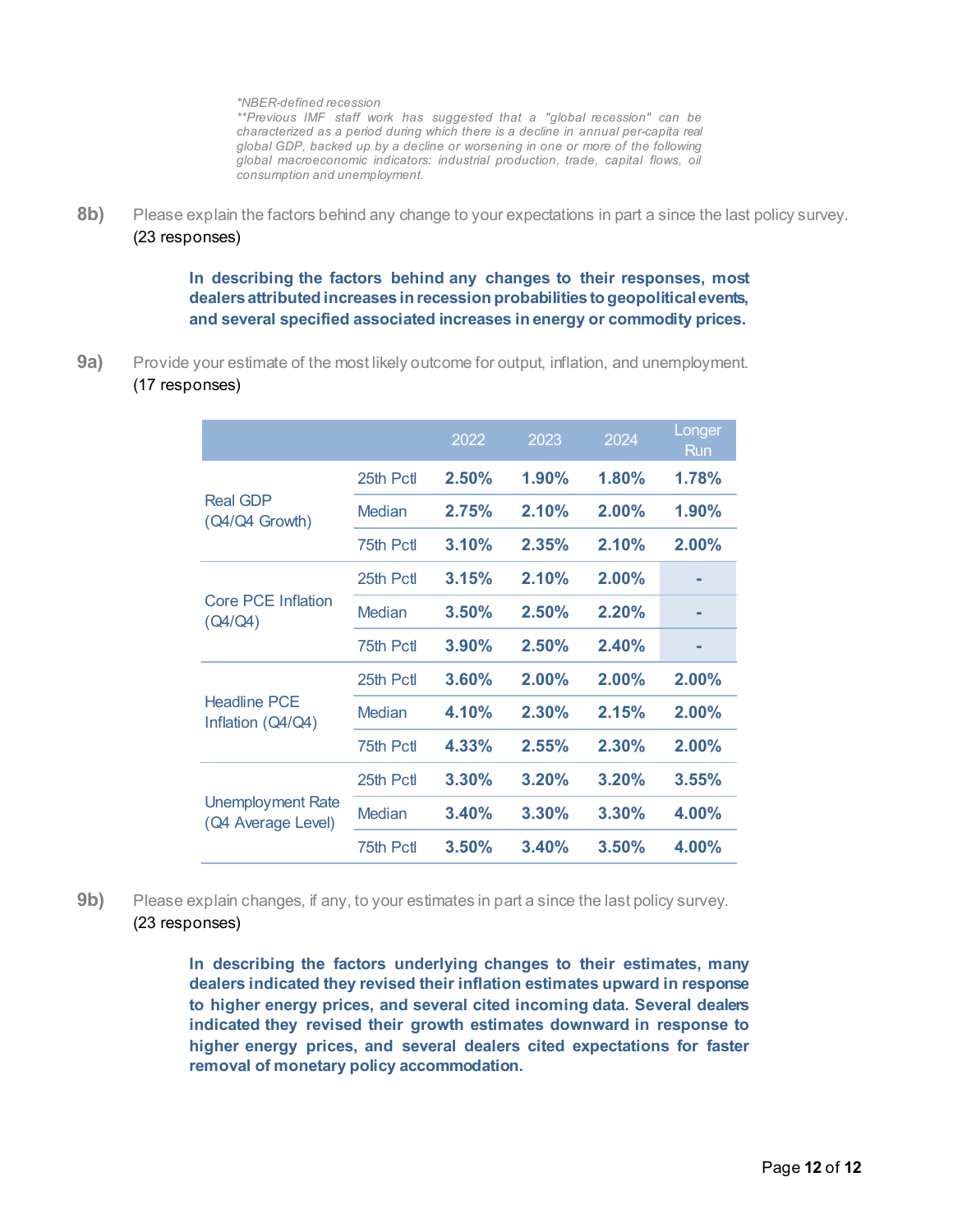*\*NBER-defined recession*
*\*\*Previous IMF staff work has suggested that a "global recession" can be characterized as a period during which there is a decline in annual per-capita real global GDP, backed up by a decline or worsening in one or more of the following global macroeconomic indicators: industrial production, trade, capital flows, oil consumption and unemployment.*

**8b)** Please explain the factors behind any change to your expectations in part a since the last policy survey.
(23 responses)

**In describing the factors behind any changes to their responses, most dealers attributed increases in recession probabilities to geopolitical events, and several specified associated increases in energy or commodity prices.**

**9a)** Provide your estimate of the most likely outcome for output, inflation, and unemployment.
(17 responses)

| | | 2022 | 2023 | 2024 | Longer Run |
|---|---|---|---|---|---|
| Real GDP (Q4/Q4 Growth) | 25th Pctl | **2.50%** | **1.90%** | **1.80%** | **1.78%** |
| | Median | **2.75%** | **2.10%** | **2.00%** | **1.90%** |
| | 75th Pctl | **3.10%** | **2.35%** | **2.10%** | **2.00%** |
| Core PCE Inflation (Q4/Q4) | 25th Pctl | **3.15%** | **2.10%** | **2.00%** | - |
| | Median | **3.50%** | **2.50%** | **2.20%** | - |
| | 75th Pctl | **3.90%** | **2.50%** | **2.40%** | - |
| Headline PCE Inflation (Q4/Q4) | 25th Pctl | **3.60%** | **2.00%** | **2.00%** | **2.00%** |
| | Median | **4.10%** | **2.30%** | **2.15%** | **2.00%** |
| | 75th Pctl | **4.33%** | **2.55%** | **2.30%** | **2.00%** |
| Unemployment Rate (Q4 Average Level) | 25th Pctl | **3.30%** | **3.20%** | **3.20%** | **3.55%** |
| | Median | **3.40%** | **3.30%** | **3.30%** | **4.00%** |
| | 75th Pctl | **3.50%** | **3.40%** | **3.50%** | **4.00%** |

**9b)** Please explain changes, if any, to your estimates in part a since the last policy survey.
(23 responses)

**In describing the factors underlying changes to their estimates, many dealers indicated they revised their inflation estimates upward in response to higher energy prices, and several cited incoming data. Several dealers indicated they revised their growth estimates downward in response to higher energy prices, and several dealers cited expectations for faster removal of monetary policy accommodation.**